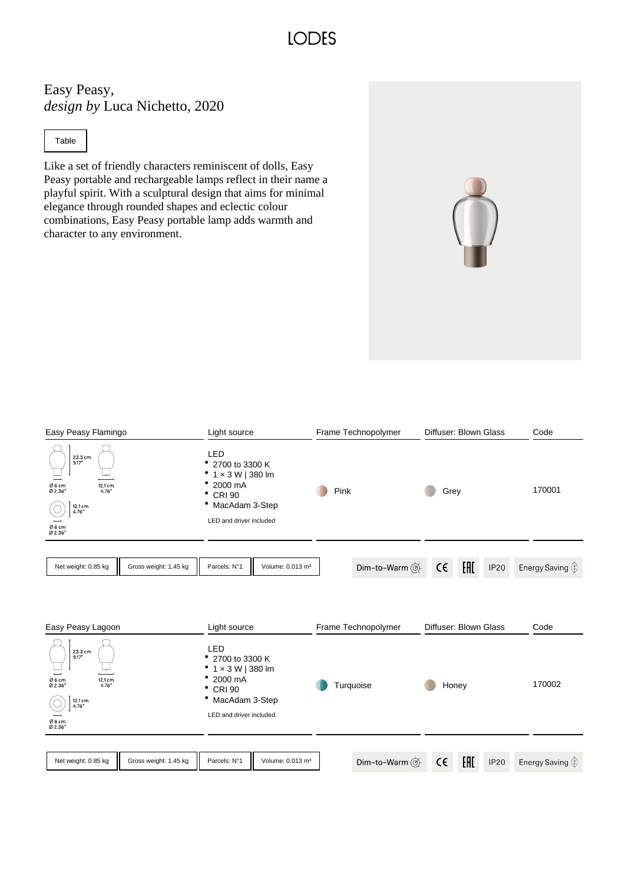LODES

# Easy Peasy,
*design by* Luca Nichetto, 2020

Table

Like a set of friendly characters reminiscent of dolls, Easy Peasy portable and rechargeable lamps reflect in their name a playful spirit. With a sculptural design that aims for minimal elegance through rounded shapes and eclectic colour combinations, Easy Peasy portable lamp adds warmth and character to any environment.

| Easy Peasy Flamingo | Light source | Frame Technopolymer | Diffuser: Blown Glass | Code |
|---|---|---|---|---|
| 23.3 cm 9.17" / Ø 6 cm Ø 2.36" / 12.1 cm 4.76" | LED<br>• 2700 to 3300 K<br>• 1 × 3 W \| 380 lm<br>• 2000 mA<br>• CRI 90<br>• MacAdam 3-Step<br>LED and driver included | Pink | Grey | 170001 |

Net weight: 0.85 kg | Gross weight: 1.45 kg | Parcels: N°1 | Volume: 0.013 m³

Dim-to-Warm | CE | EAC | IP20 | Energy Saving

| Easy Peasy Lagoon | Light source | Frame Technopolymer | Diffuser: Blown Glass | Code |
|---|---|---|---|---|
| 23.3 cm 9.17" / Ø 6 cm Ø 2.36" / 12.1 cm 4.76" | LED<br>• 2700 to 3300 K<br>• 1 × 3 W \| 380 lm<br>• 2000 mA<br>• CRI 90<br>• MacAdam 3-Step<br>LED and driver included | Turquoise | Honey | 170002 |

Net weight: 0.85 kg | Gross weight: 1.45 kg | Parcels: N°1 | Volume: 0.013 m³

Dim-to-Warm | CE | EAC | IP20 | Energy Saving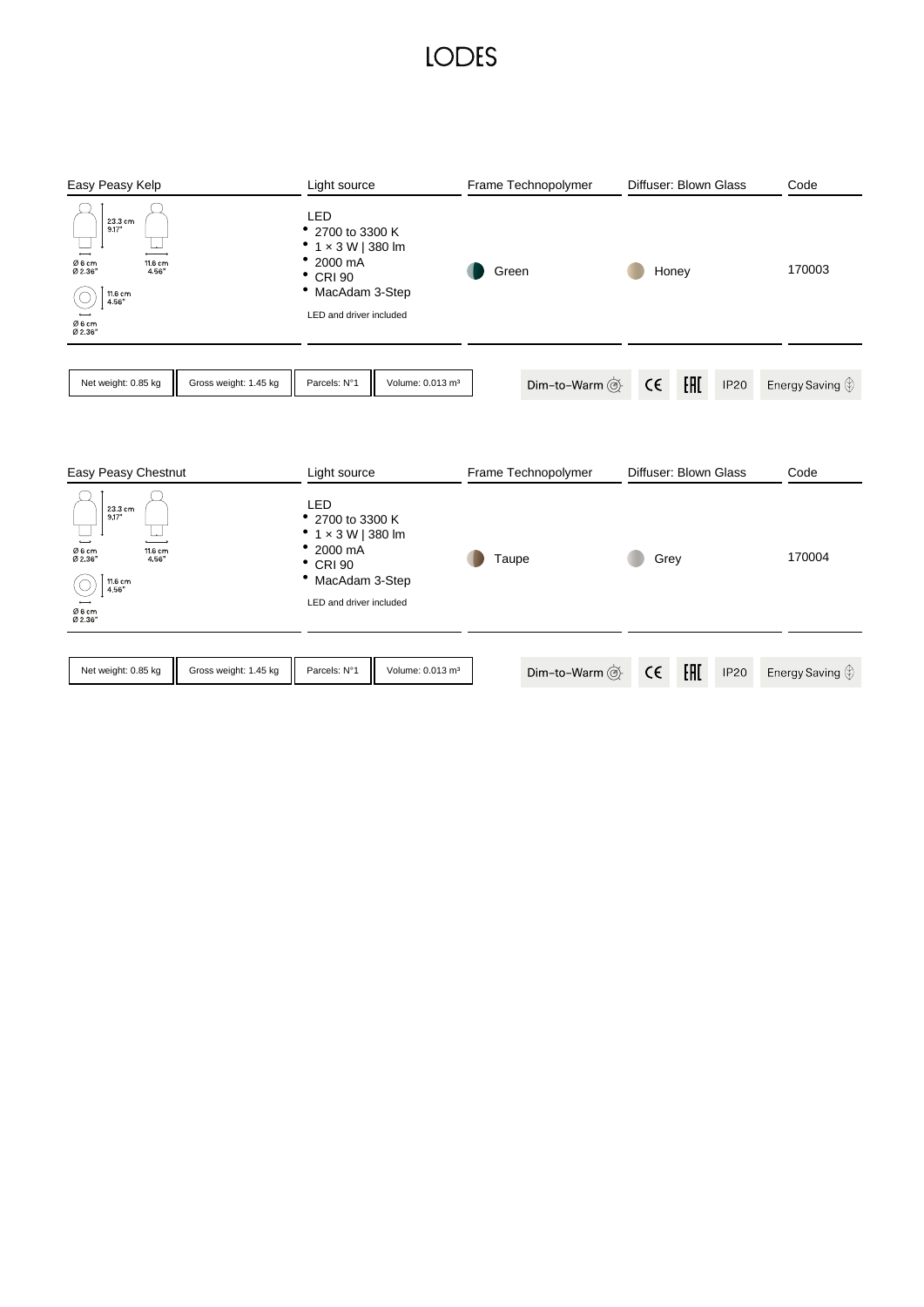# LODES

| Easy Peasy Kelp | Light source | Frame Technopolymer | Diffuser: Blown Glass | Code |
|---|---|---|---|---|
| 23.3 cm 9.17"<br>Ø 6 cm Ø 2.36"<br>11.6 cm 4.56"<br>11.6 cm 4.56"<br>Ø 6 cm Ø 2.36" | LED<br>• 2700 to 3300 K<br>• 1 × 3 W \| 380 lm<br>• 2000 mA<br>• CRI 90<br>• MacAdam 3-Step<br>LED and driver included | Green | Honey | 170003 |

Net weight: 0.85 kg | Gross weight: 1.45 kg | Parcels: N°1 | Volume: 0.013 m³

Dim-to-Warm | CE | EAC | IP20 | Energy Saving

| Easy Peasy Chestnut | Light source | Frame Technopolymer | Diffuser: Blown Glass | Code |
|---|---|---|---|---|
| 23.3 cm 9.17"<br>Ø 6 cm Ø 2.36"<br>11.6 cm 4.56"<br>11.6 cm 4.56"<br>Ø 6 cm Ø 2.36" | LED<br>• 2700 to 3300 K<br>• 1 × 3 W \| 380 lm<br>• 2000 mA<br>• CRI 90<br>• MacAdam 3-Step<br>LED and driver included | Taupe | Grey | 170004 |

Net weight: 0.85 kg | Gross weight: 1.45 kg | Parcels: N°1 | Volume: 0.013 m³

Dim-to-Warm | CE | EAC | IP20 | Energy Saving